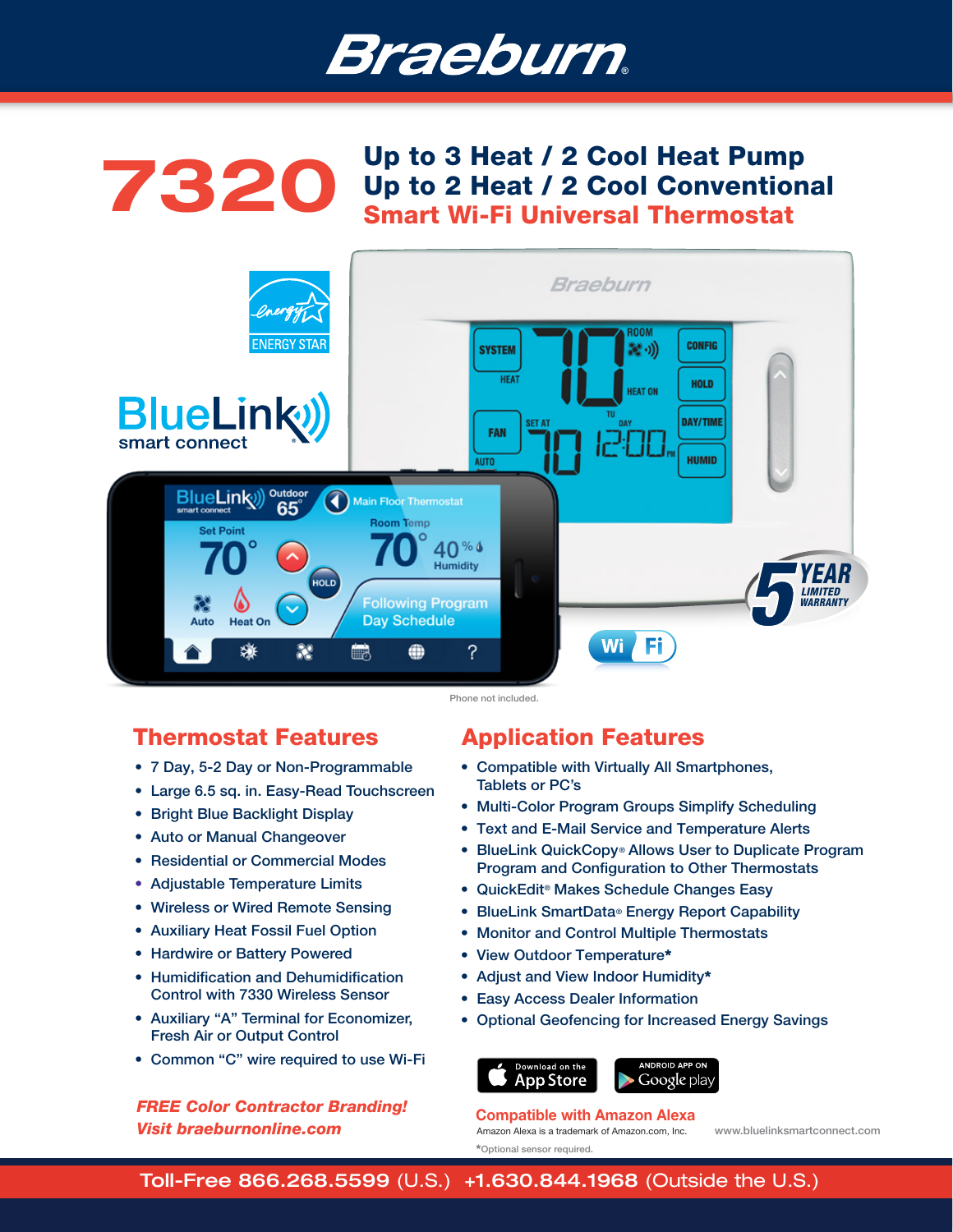# Braeburn

# 7320

## Up to 3 Heat / 2 Cool Heat Pump
## Up to 2 Heat / 2 Cool Conventional
## Smart Wi-Fi Universal Thermostat

Phone not included.

## Thermostat Features

- 7 Day, 5-2 Day or Non-Programmable
- Large 6.5 sq. in. Easy-Read Touchscreen
- Bright Blue Backlight Display
- Auto or Manual Changeover
- Residential or Commercial Modes
- Adjustable Temperature Limits
- Wireless or Wired Remote Sensing
- Auxiliary Heat Fossil Fuel Option
- Hardwire or Battery Powered
- Humidification and Dehumidification Control with 7330 Wireless Sensor
- Auxiliary "A" Terminal for Economizer, Fresh Air or Output Control
- Common "C" wire required to use Wi-Fi

***FREE Color Contractor Branding!***
***Visit braeburnonline.com***

## Application Features

- Compatible with Virtually All Smartphones, Tablets or PC's
- Multi-Color Program Groups Simplify Scheduling
- Text and E-Mail Service and Temperature Alerts
- BlueLink QuickCopy® Allows User to Duplicate Program Program and Configuration to Other Thermostats
- QuickEdit® Makes Schedule Changes Easy
- BlueLink SmartData® Energy Report Capability
- Monitor and Control Multiple Thermostats
- View Outdoor Temperature*
- Adjust and View Indoor Humidity*
- Easy Access Dealer Information
- Optional Geofencing for Increased Energy Savings

**Compatible with Amazon Alexa**

Amazon Alexa is a trademark of Amazon.com, Inc.

www.bluelinksmartconnect.com

*Optional sensor required.

**Toll-Free 866.268.5599** (U.S.) **+1.630.844.1968** (Outside the U.S.)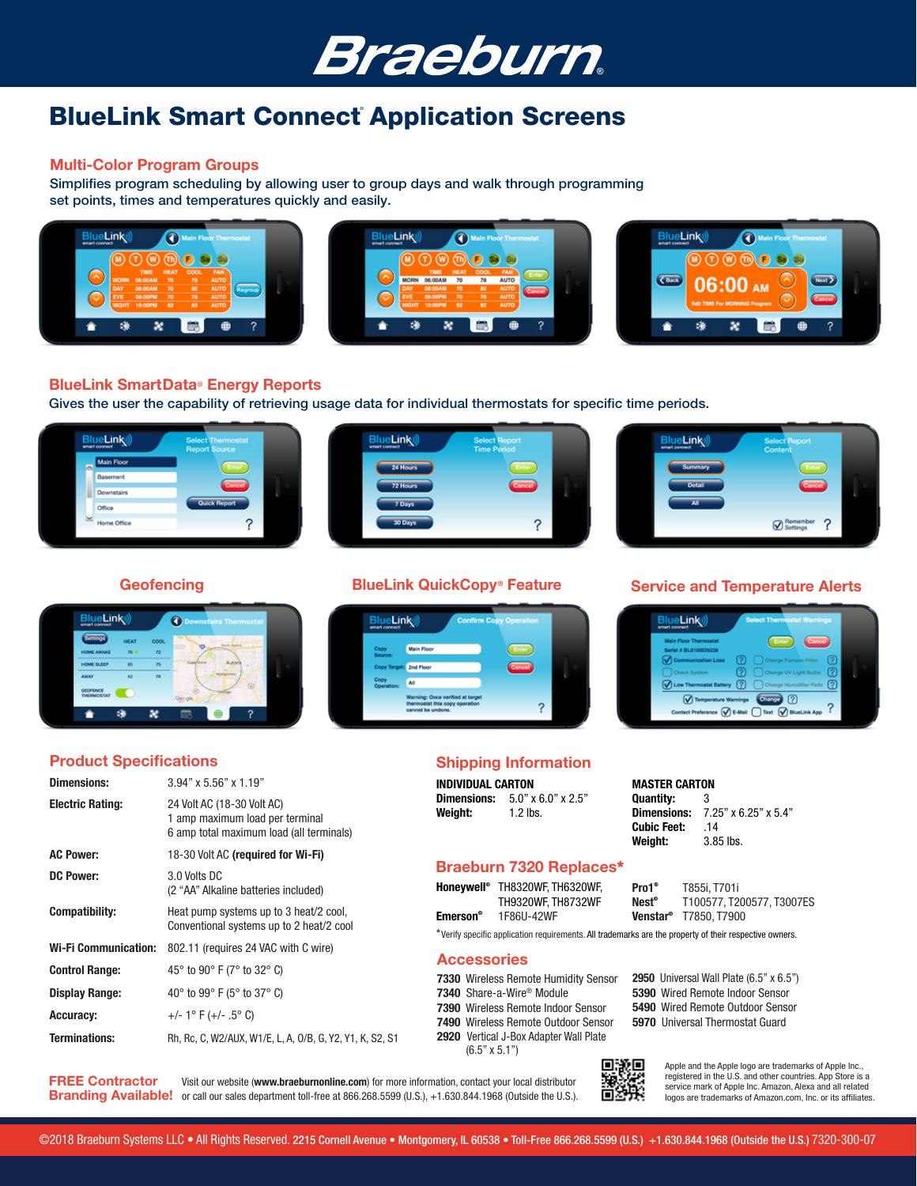# Braeburn

## BlueLink Smart Connect® Application Screens

### Multi-Color Program Groups

Simplifies program scheduling by allowing user to group days and walk through programming set points, times and temperatures quickly and easily.

### BlueLink SmartData® Energy Reports

Gives the user the capability of retrieving usage data for individual thermostats for specific time periods.

### Geofencing

### BlueLink QuickCopy® Feature

### Service and Temperature Alerts

## Product Specifications

| | |
|---|---|
| **Dimensions:** | 3.94" x 5.56" x 1.19" |
| **Electric Rating:** | 24 Volt AC (18-30 Volt AC)<br>1 amp maximum load per terminal<br>6 amp total maximum load (all terminals) |
| **AC Power:** | 18-30 Volt AC (**required for Wi-Fi**) |
| **DC Power:** | 3.0 Volts DC<br>(2 "AA" Alkaline batteries included) |
| **Compatibility:** | Heat pump systems up to 3 heat/2 cool,<br>Conventional systems up to 2 heat/2 cool |
| **Wi-Fi Communication:** | 802.11 (requires 24 VAC with C wire) |
| **Control Range:** | 45° to 90° F (7° to 32° C) |
| **Display Range:** | 40° to 99° F (5° to 37° C) |
| **Accuracy:** | +/- 1° F (+/- .5° C) |
| **Terminations:** | Rh, Rc, C, W2/AUX, W1/E, L, A, O/B, G, Y2, Y1, K, S2, S1 |

## Shipping Information

**INDIVIDUAL CARTON**

**Dimensions:** 5.0" x 6.0" x 2.5"
**Weight:** 1.2 lbs.

**MASTER CARTON**

**Quantity:** 3
**Dimensions:** 7.25" x 6.25" x 5.4"
**Cubic Feet:** .14
**Weight:** 3.85 lbs.

## Braeburn 7320 Replaces*

**Honeywell®** TH8320WF, TH6320WF, TH9320WF, TH8732WF
**Emerson®** 1F86U-42WF
**Pro1®** T855i, T701i
**Nest®** T100577, T200577, T3007ES
**Venstar®** T7850, T7900

*Verify specific application requirements. All trademarks are the property of their respective owners.

## Accessories

**7330** Wireless Remote Humidity Sensor
**7340** Share-a-Wire® Module
**7390** Wireless Remote Indoor Sensor
**7490** Wireless Remote Outdoor Sensor
**2920** Vertical J-Box Adapter Wall Plate (6.5" x 5.1")
**2950** Universal Wall Plate (6.5" x 6.5")
**5390** Wired Remote Indoor Sensor
**5490** Wired Remote Outdoor Sensor
**5970** Universal Thermostat Guard

**FREE Contractor Branding Available!**

Visit our website (**www.braeburnonline.com**) for more information, contact your local distributor or call our sales department toll-free at 866.268.5599 (U.S.), +1.630.844.1968 (Outside the U.S.).

Apple and the Apple logo are trademarks of Apple Inc., registered in the U.S. and other countries. App Store is a service mark of Apple Inc. Amazon, Alexa and all related logos are trademarks of Amazon.com, Inc. or its affiliates.

©2018 Braeburn Systems LLC • All Rights Reserved. 2215 Cornell Avenue • Montgomery, IL 60538 • Toll-Free 866.268.5599 (U.S.) +1.630.844.1968 (Outside the U.S.) 7320-300-07